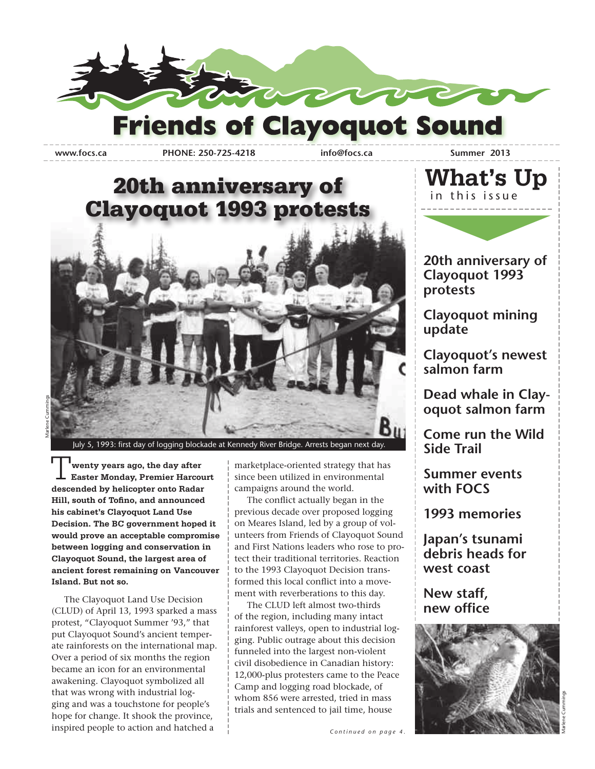# Friends of Clayoquot Sound

www.focs.ca PHONE: 250-725-4218 info@focs.ca Summer 2013

## 20th anniversary of Clayoquot 1993 protests

July 5, 1993: first day of logging blockade at Kennedy River Bridge. Arrests began next day.

Marlene Cummings

**Twenty years ago, the day after Easter Monday, Premier Harcourt descended by helicopter onto Radar Hill, south of Tofino, and announced his cabinet's Clayoquot Land Use Decision. The BC government hoped it would prove an acceptable compromise between logging and conservation in Clayoquot Sound, the largest area of ancient forest remaining on Vancouver Island. But not so.**

The Clayoquot Land Use Decision (CLUD) of April 13, 1993 sparked a mass protest, "Clayoquot Summer '93," that put Clayoquot Sound's ancient temperate rainforests on the international map. Over a period of six months the region became an icon for an environmental awakening. Clayoquot symbolized all that was wrong with industrial logging and was a touchstone for people's hope for change. It shook the province, inspired people to action and hatched a marketplace-oriented strategy that has since been utilized in environmental campaigns around the world.

The conflict actually began in the previous decade over proposed logging on Meares Island, led by a group of volunteers from Friends of Clayoquot Sound and First Nations leaders who rose to protect their traditional territories. Reaction to the 1993 Clayoquot Decision transformed this local conflict into a movement with reverberations to this day.

The CLUD left almost two-thirds of the region, including many intact rainforest valleys, open to industrial logging. Public outrage about this decision funneled into the largest non-violent civil disobedience in Canadian history: 12,000-plus protesters came to the Peace Camp and logging road blockade, of whom 856 were arrested, tried in mass trials and sentenced to jail time, house

*Continued on page 4.*

## What's Up in this issue

- 20th anniversary of Clayoquot 1993 protests
- Clayoquot mining update
- Clayoquot's newest salmon farm
- Dead whale in Clayoquot salmon farm
- Come run the Wild Side Trail
- Summer events with FOCS
- 1993 memories
- Japan's tsunami debris heads for west coast
- New staff, new office

Marlene Cummings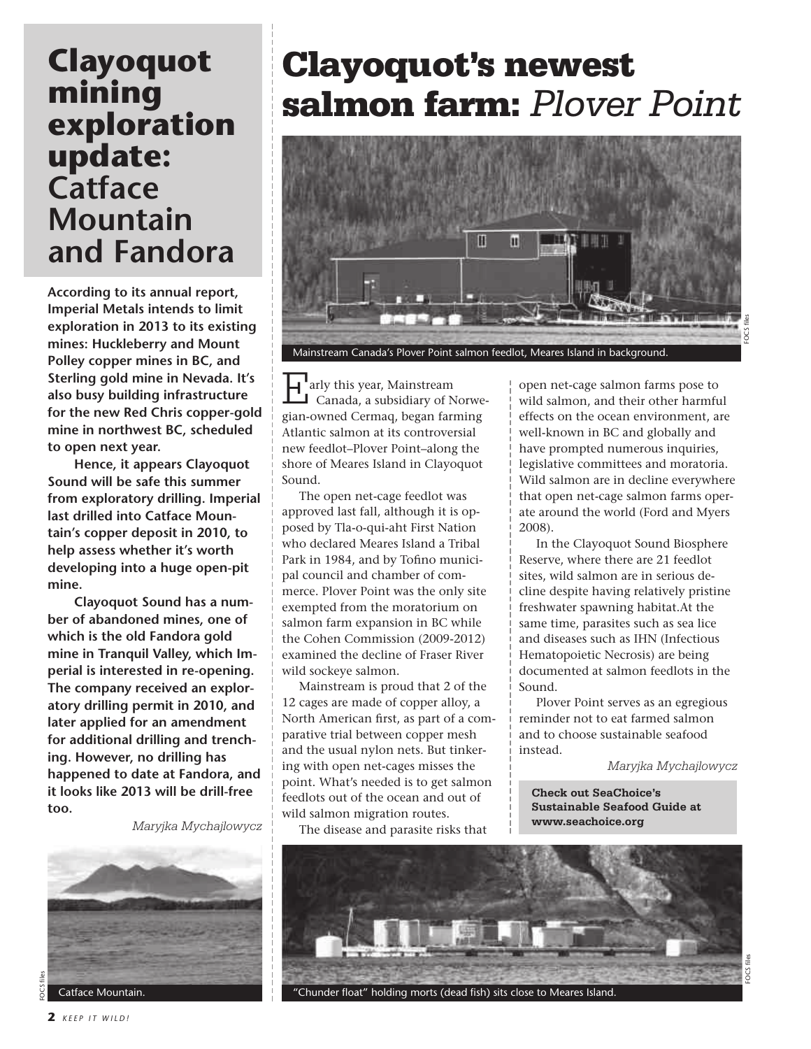# Clayoquot mining exploration update: Catface Mountain and Fandora

**According to its annual report, Imperial Metals intends to limit exploration in 2013 to its existing mines: Huckleberry and Mount Polley copper mines in BC, and Sterling gold mine in Nevada. It's also busy building infrastructure for the new Red Chris copper-gold mine in northwest BC, scheduled to open next year.**

**Hence, it appears Clayoquot Sound will be safe this summer from exploratory drilling. Imperial last drilled into Catface Mountain's copper deposit in 2010, to help assess whether it's worth developing into a huge open-pit mine.**

**Clayoquot Sound has a number of abandoned mines, one of which is the old Fandora gold mine in Tranquil Valley, which Imperial is interested in re-opening. The company received an exploratory drilling permit in 2010, and later applied for an amendment for additional drilling and trenching. However, no drilling has happened to date at Fandora, and it looks like 2013 will be drill-free too.**

*Maryjka Mychajlowycz*

FOCS files

Catface Mountain.

# Clayoquot's newest salmon farm: *Plover Point*

FOCS files

Mainstream Canada's Plover Point salmon feedlot, Meares Island in background.

Early this year, Mainstream Canada, a subsidiary of Norwegian-owned Cermaq, began farming Atlantic salmon at its controversial new feedlot–Plover Point–along the shore of Meares Island in Clayoquot Sound.

The open net-cage feedlot was approved last fall, although it is opposed by Tla-o-qui-aht First Nation who declared Meares Island a Tribal Park in 1984, and by Tofino municipal council and chamber of commerce. Plover Point was the only site exempted from the moratorium on salmon farm expansion in BC while the Cohen Commission (2009-2012) examined the decline of Fraser River wild sockeye salmon.

Mainstream is proud that 2 of the 12 cages are made of copper alloy, a North American first, as part of a comparative trial between copper mesh and the usual nylon nets. But tinkering with open net-cages misses the point. What's needed is to get salmon feedlots out of the ocean and out of wild salmon migration routes.

The disease and parasite risks that open net-cage salmon farms pose to wild salmon, and their other harmful effects on the ocean environment, are well-known in BC and globally and have prompted numerous inquiries, legislative committees and moratoria. Wild salmon are in decline everywhere that open net-cage salmon farms operate around the world (Ford and Myers 2008).

In the Clayoquot Sound Biosphere Reserve, where there are 21 feedlot sites, wild salmon are in serious decline despite having relatively pristine freshwater spawning habitat.At the same time, parasites such as sea lice and diseases such as IHN (Infectious Hematopoietic Necrosis) are being documented at salmon feedlots in the Sound.

Plover Point serves as an egregious reminder not to eat farmed salmon and to choose sustainable seafood instead.

*Maryjka Mychajlowycz*

**Check out SeaChoice's Sustainable Seafood Guide at www.seachoice.org**

FOCS files

"Chunder float" holding morts (dead fish) sits close to Meares Island.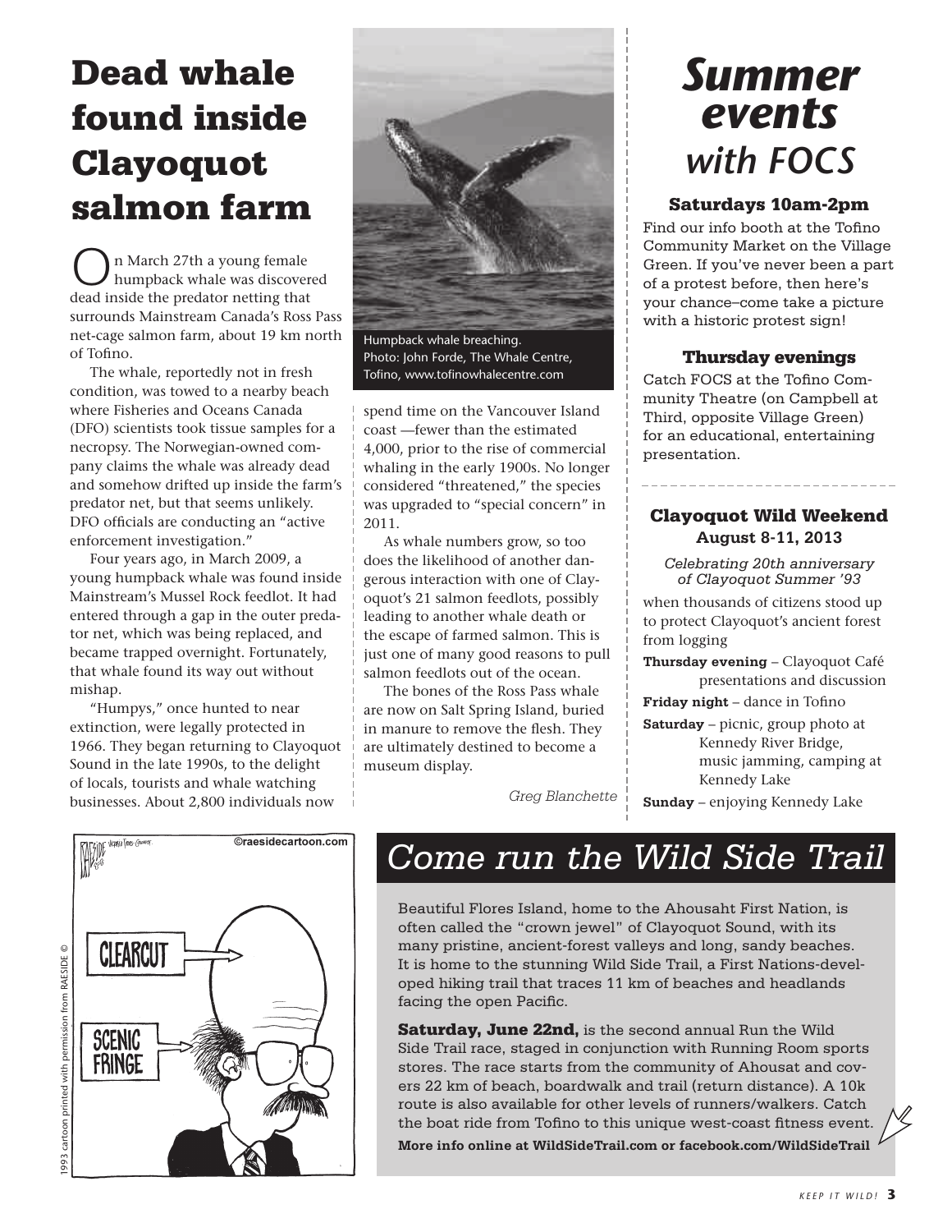# Dead whale found inside Clayoquot salmon farm

On March 27th a young female humpback whale was discovered dead inside the predator netting that surrounds Mainstream Canada's Ross Pass net-cage salmon farm, about 19 km north of Tofino.

The whale, reportedly not in fresh condition, was towed to a nearby beach where Fisheries and Oceans Canada (DFO) scientists took tissue samples for a necropsy. The Norwegian-owned company claims the whale was already dead and somehow drifted up inside the farm's predator net, but that seems unlikely. DFO officials are conducting an "active enforcement investigation."

Four years ago, in March 2009, a young humpback whale was found inside Mainstream's Mussel Rock feedlot. It had entered through a gap in the outer predator net, which was being replaced, and became trapped overnight. Fortunately, that whale found its way out without mishap.

"Humpys," once hunted to near extinction, were legally protected in 1966. They began returning to Clayoquot Sound in the late 1990s, to the delight of locals, tourists and whale watching businesses. About 2,800 individuals now spend time on the Vancouver Island coast —fewer than the estimated 4,000, prior to the rise of commercial whaling in the early 1900s. No longer considered "threatened," the species was upgraded to "special concern" in 2011.

As whale numbers grow, so too does the likelihood of another dangerous interaction with one of Clayoquot's 21 salmon feedlots, possibly leading to another whale death or the escape of farmed salmon. This is just one of many good reasons to pull salmon feedlots out of the ocean.

The bones of the Ross Pass whale are now on Salt Spring Island, buried in manure to remove the flesh. They are ultimately destined to become a museum display.

*Greg Blanchette*

Humpback whale breaching. Photo: John Forde, The Whale Centre, Tofino, www.tofinowhalecentre.com

1993 cartoon printed with permission from RAESIDE ©

©raesidecartoon.com

# *Summer events with FOCS*

### Saturdays 10am-2pm

Find our info booth at the Tofino Community Market on the Village Green. If you've never been a part of a protest before, then here's your chance–come take a picture with a historic protest sign!

### Thursday evenings

Catch FOCS at the Tofino Community Theatre (on Campbell at Third, opposite Village Green) for an educational, entertaining presentation.

### Clayoquot Wild Weekend
**August 8-11, 2013**

*Celebrating 20th anniversary of Clayoquot Summer '93*

when thousands of citizens stood up to protect Clayoquot's ancient forest from logging

**Thursday evening** – Clayoquot Café presentations and discussion

**Friday night** – dance in Tofino

**Saturday** – picnic, group photo at Kennedy River Bridge, music jamming, camping at Kennedy Lake

**Sunday** – enjoying Kennedy Lake

## *Come run the Wild Side Trail*

Beautiful Flores Island, home to the Ahousaht First Nation, is often called the "crown jewel" of Clayoquot Sound, with its many pristine, ancient-forest valleys and long, sandy beaches. It is home to the stunning Wild Side Trail, a First Nations-developed hiking trail that traces 11 km of beaches and headlands facing the open Pacific.

**Saturday, June 22nd,** is the second annual Run the Wild Side Trail race, staged in conjunction with Running Room sports stores. The race starts from the community of Ahousat and covers 22 km of beach, boardwalk and trail (return distance). A 10k route is also available for other levels of runners/walkers. Catch the boat ride from Tofino to this unique west-coast fitness event.

**More info online at WildSideTrail.com or facebook.com/WildSideTrail**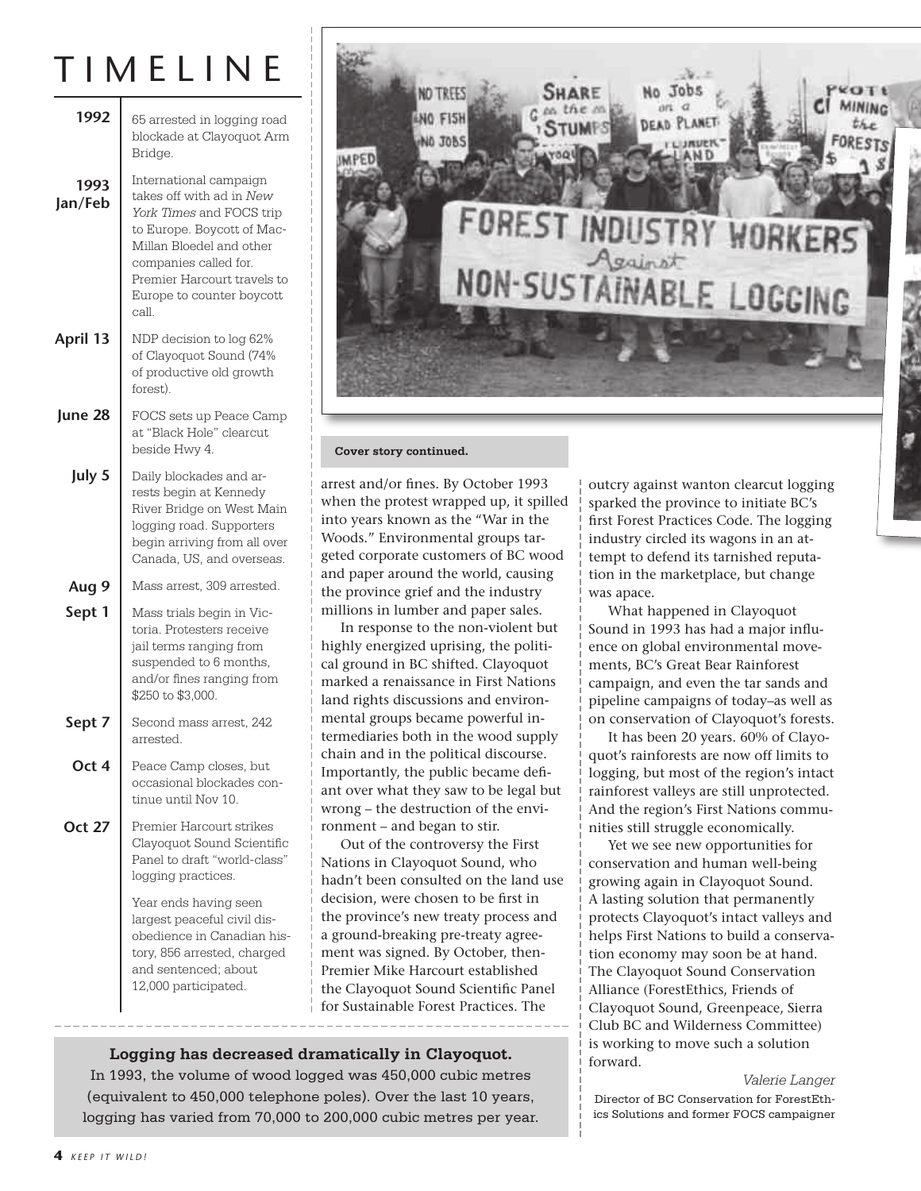# TIMELINE

| | |
|---|---|
| **1992** | 65 arrested in logging road blockade at Clayoquot Arm Bridge. |
| **1993 Jan/Feb** | International campaign takes off with ad in *New York Times* and FOCS trip to Europe. Boycott of MacMillan Bloedel and other companies called for. Premier Harcourt travels to Europe to counter boycott call. |
| **April 13** | NDP decision to log 62% of Clayoquot Sound (74% of productive old growth forest). |
| **June 28** | FOCS sets up Peace Camp at "Black Hole" clearcut beside Hwy 4. |
| **July 5** | Daily blockades and arrests begin at Kennedy River Bridge on West Main logging road. Supporters begin arriving from all over Canada, US, and overseas. |
| **Aug 9** | Mass arrest, 309 arrested. |
| **Sept 1** | Mass trials begin in Victoria. Protesters receive jail terms ranging from suspended to 6 months, and/or fines ranging from $250 to $3,000. |
| **Sept 7** | Second mass arrest, 242 arrested. |
| **Oct 4** | Peace Camp closes, but occasional blockades continue until Nov 10. |
| **Oct 27** | Premier Harcourt strikes Clayoquot Sound Scientific Panel to draft "world-class" logging practices. |
| | Year ends having seen largest peaceful civil disobedience in Canadian history, 856 arrested, charged and sentenced; about 12,000 participated. |

**Cover story continued.**

arrest and/or fines. By October 1993 when the protest wrapped up, it spilled into years known as the "War in the Woods." Environmental groups targeted corporate customers of BC wood and paper around the world, causing the province grief and the industry millions in lumber and paper sales.

In response to the non-violent but highly energized uprising, the political ground in BC shifted. Clayoquot marked a renaissance in First Nations land rights discussions and environmental groups became powerful intermediaries both in the wood supply chain and in the political discourse. Importantly, the public became defiant over what they saw to be legal but wrong – the destruction of the environment – and began to stir.

Out of the controversy the First Nations in Clayoquot Sound, who hadn't been consulted on the land use decision, were chosen to be first in the province's new treaty process and a ground-breaking pre-treaty agreement was signed. By October, then-Premier Mike Harcourt established the Clayoquot Sound Scientific Panel for Sustainable Forest Practices. The outcry against wanton clearcut logging sparked the province to initiate BC's first Forest Practices Code. The logging industry circled its wagons in an attempt to defend its tarnished reputation in the marketplace, but change was apace.

What happened in Clayoquot Sound in 1993 has had a major influence on global environmental movements, BC's Great Bear Rainforest campaign, and even the tar sands and pipeline campaigns of today–as well as on conservation of Clayoquot's forests.

It has been 20 years. 60% of Clayoquot's rainforests are now off limits to logging, but most of the region's intact rainforest valleys are still unprotected. And the region's First Nations communities still struggle economically.

Yet we see new opportunities for conservation and human well-being growing again in Clayoquot Sound. A lasting solution that permanently protects Clayoquot's intact valleys and helps First Nations to build a conservation economy may soon be at hand. The Clayoquot Sound Conservation Alliance (ForestEthics, Friends of Clayoquot Sound, Greenpeace, Sierra Club BC and Wilderness Committee) is working to move such a solution forward.

*Valerie Langer*
Director of BC Conservation for ForestEthics Solutions and former FOCS campaigner

**Logging has decreased dramatically in Clayoquot.**
In 1993, the volume of wood logged was 450,000 cubic metres (equivalent to 450,000 telephone poles). Over the last 10 years, logging has varied from 70,000 to 200,000 cubic metres per year.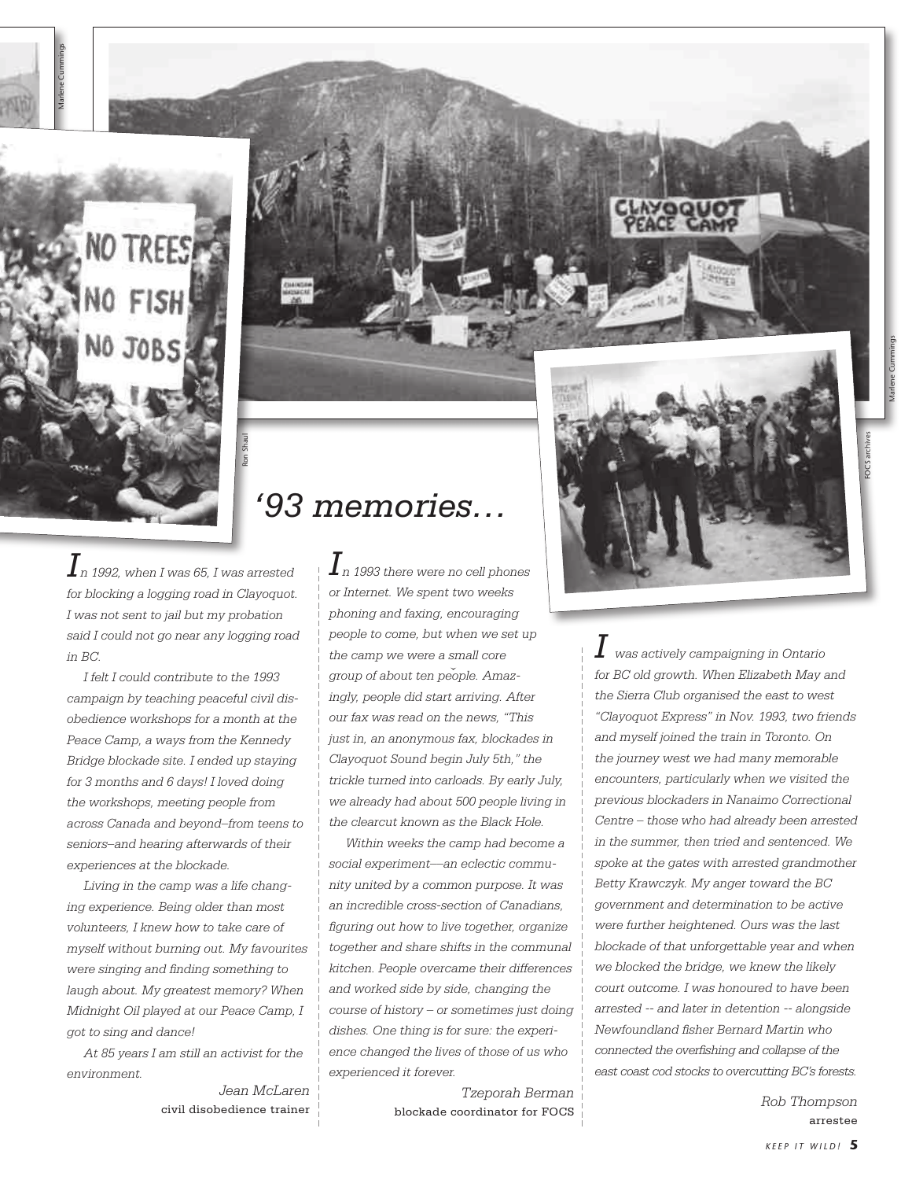# '93 memories…

*In 1992, when I was 65, I was arrested for blocking a logging road in Clayoquot. I was not sent to jail but my probation said I could not go near any logging road in BC.*

*I felt I could contribute to the 1993 campaign by teaching peaceful civil disobedience workshops for a month at the Peace Camp, a ways from the Kennedy Bridge blockade site. I ended up staying for 3 months and 6 days! I loved doing the workshops, meeting people from across Canada and beyond–from teens to seniors–and hearing afterwards of their experiences at the blockade.*

*Living in the camp was a life changing experience. Being older than most volunteers, I knew how to take care of myself without burning out. My favourites were singing and finding something to laugh about. My greatest memory? When Midnight Oil played at our Peace Camp, I got to sing and dance!*

*At 85 years I am still an activist for the environment.*

Jean McLaren
civil disobedience trainer

*In 1993 there were no cell phones or Internet. We spent two weeks phoning and faxing, encouraging people to come, but when we set up the camp we were a small core group of about ten people. Amazingly, people did start arriving. After our fax was read on the news, "This just in, an anonymous fax, blockades in Clayoquot Sound begin July 5th," the trickle turned into carloads. By early July, we already had about 500 people living in the clearcut known as the Black Hole.*

*Within weeks the camp had become a social experiment—an eclectic community united by a common purpose. It was an incredible cross-section of Canadians, figuring out how to live together, organize together and share shifts in the communal kitchen. People overcame their differences and worked side by side, changing the course of history – or sometimes just doing dishes. One thing is for sure: the experience changed the lives of those of us who experienced it forever.*

Tzeporah Berman
blockade coordinator for FOCS

*I was actively campaigning in Ontario for BC old growth. When Elizabeth May and the Sierra Club organised the east to west "Clayoquot Express" in Nov. 1993, two friends and myself joined the train in Toronto. On the journey west we had many memorable encounters, particularly when we visited the previous blockaders in Nanaimo Correctional Centre – those who had already been arrested in the summer, then tried and sentenced. We spoke at the gates with arrested grandmother Betty Krawczyk. My anger toward the BC government and determination to be active were further heightened. Ours was the last blockade of that unforgettable year and when we blocked the bridge, we knew the likely court outcome. I was honoured to have been arrested -- and later in detention -- alongside Newfoundland fisher Bernard Martin who connected the overfishing and collapse of the east coast cod stocks to overcutting BC's forests.*

Rob Thompson
arrestee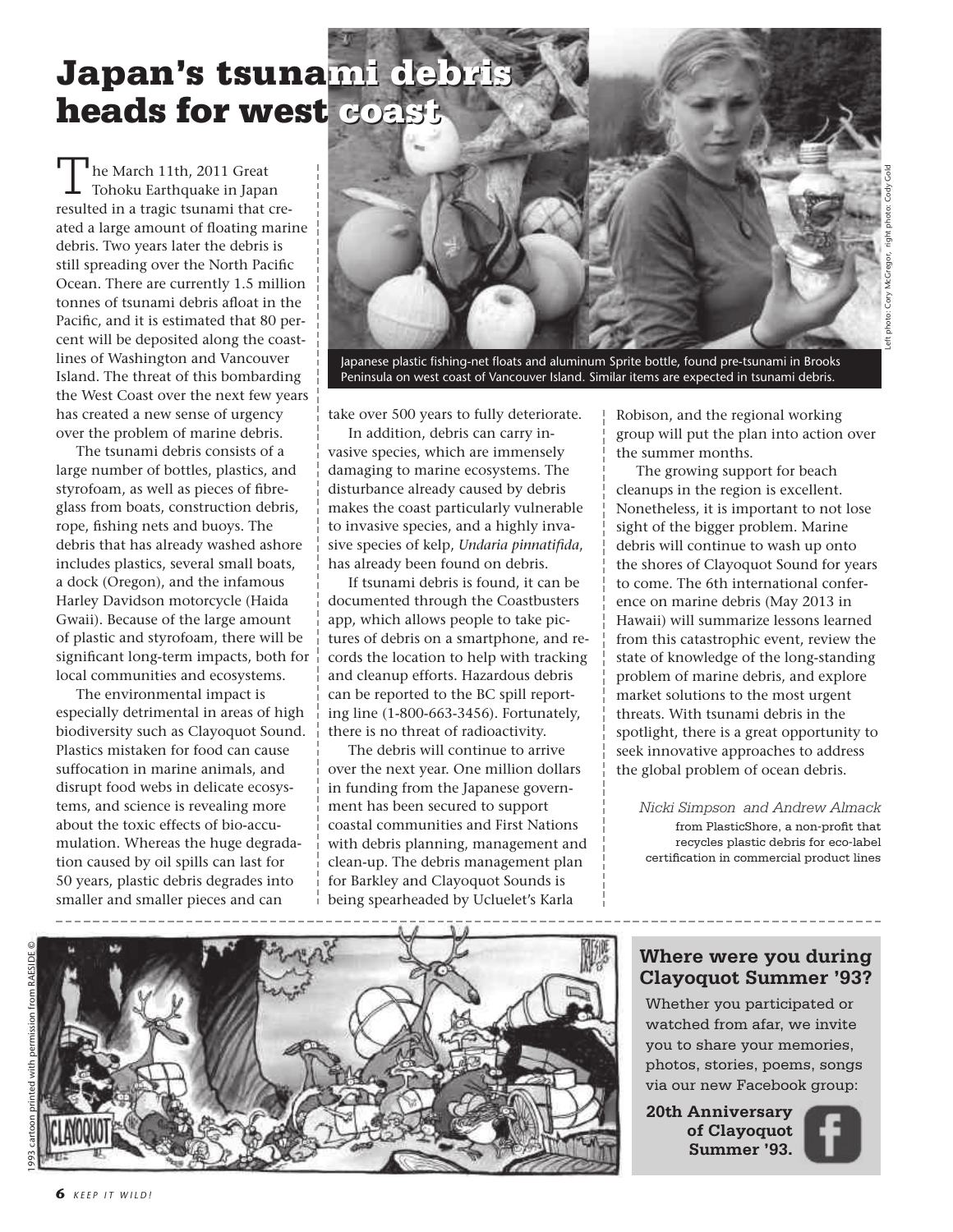# Japan's tsunami debris heads for west coast

The March 11th, 2011 Great Tohoku Earthquake in Japan resulted in a tragic tsunami that created a large amount of floating marine debris. Two years later the debris is still spreading over the North Pacific Ocean. There are currently 1.5 million tonnes of tsunami debris afloat in the Pacific, and it is estimated that 80 percent will be deposited along the coastlines of Washington and Vancouver Island. The threat of this bombarding the West Coast over the next few years has created a new sense of urgency over the problem of marine debris.

The tsunami debris consists of a large number of bottles, plastics, and styrofoam, as well as pieces of fibreglass from boats, construction debris, rope, fishing nets and buoys. The debris that has already washed ashore includes plastics, several small boats, a dock (Oregon), and the infamous Harley Davidson motorcycle (Haida Gwaii). Because of the large amount of plastic and styrofoam, there will be significant long-term impacts, both for local communities and ecosystems.

The environmental impact is especially detrimental in areas of high biodiversity such as Clayoquot Sound. Plastics mistaken for food can cause suffocation in marine animals, and disrupt food webs in delicate ecosystems, and science is revealing more about the toxic effects of bio-accumulation. Whereas the huge degradation caused by oil spills can last for 50 years, plastic debris degrades into smaller and smaller pieces and can take over 500 years to fully deteriorate.

Japanese plastic fishing-net floats and aluminum Sprite bottle, found pre-tsunami in Brooks Peninsula on west coast of Vancouver Island. Similar items are expected in tsunami debris.

Left photo: Cory McGregor, right photo: Cody Gold

In addition, debris can carry invasive species, which are immensely damaging to marine ecosystems. The disturbance already caused by debris makes the coast particularly vulnerable to invasive species, and a highly invasive species of kelp, *Undaria pinnatifida*, has already been found on debris.

If tsunami debris is found, it can be documented through the Coastbusters app, which allows people to take pictures of debris on a smartphone, and records the location to help with tracking and cleanup efforts. Hazardous debris can be reported to the BC spill reporting line (1-800-663-3456). Fortunately, there is no threat of radioactivity.

The debris will continue to arrive over the next year. One million dollars in funding from the Japanese government has been secured to support coastal communities and First Nations with debris planning, management and clean-up. The debris management plan for Barkley and Clayoquot Sounds is being spearheaded by Ucluelet's Karla Robison, and the regional working group will put the plan into action over the summer months.

The growing support for beach cleanups in the region is excellent. Nonetheless, it is important to not lose sight of the bigger problem. Marine debris will continue to wash up onto the shores of Clayoquot Sound for years to come. The 6th international conference on marine debris (May 2013 in Hawaii) will summarize lessons learned from this catastrophic event, review the state of knowledge of the long-standing problem of marine debris, and explore market solutions to the most urgent threats. With tsunami debris in the spotlight, there is a great opportunity to seek innovative approaches to address the global problem of ocean debris.

*Nicki Simpson and Andrew Almack*
from PlasticShore, a non-profit that recycles plastic debris for eco-label certification in commercial product lines

1993 cartoon printed with permission from RAESIDE ©

## Where were you during Clayoquot Summer '93?

Whether you participated or watched from afar, we invite you to share your memories, photos, stories, poems, songs via our new Facebook group:

**20th Anniversary of Clayoquot Summer '93.**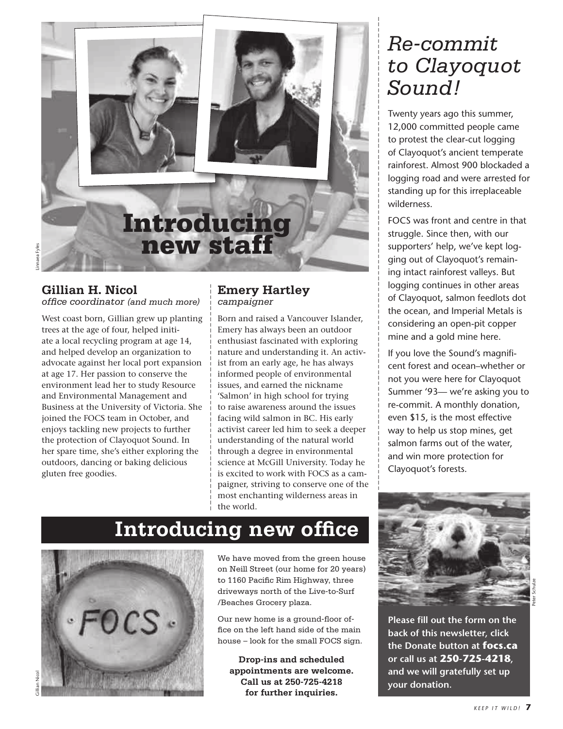# Introducing new staff

Linnaea Fyles

### Gillian H. Nicol

*office coordinator (and much more)*

West coast born, Gillian grew up planting trees at the age of four, helped initiate a local recycling program at age 14, and helped develop an organization to advocate against her local port expansion at age 17. Her passion to conserve the environment lead her to study Resource and Environmental Management and Business at the University of Victoria. She joined the FOCS team in October, and enjoys tackling new projects to further the protection of Clayoquot Sound. In her spare time, she's either exploring the outdoors, dancing or baking delicious gluten free goodies.

### Emery Hartley

*campaigner*

Born and raised a Vancouver Islander, Emery has always been an outdoor enthusiast fascinated with exploring nature and understanding it. An activist from an early age, he has always informed people of environmental issues, and earned the nickname 'Salmon' in high school for trying to raise awareness around the issues facing wild salmon in BC. His early activist career led him to seek a deeper understanding of the natural world through a degree in environmental science at McGill University. Today he is excited to work with FOCS as a campaigner, striving to conserve one of the most enchanting wilderness areas in the world.

# Introducing new office

Gillian Nicol

We have moved from the green house on Neill Street (our home for 20 years) to 1160 Pacific Rim Highway, three driveways north of the Live-to-Surf /Beaches Grocery plaza.

Our new home is a ground-floor office on the left hand side of the main house – look for the small FOCS sign.

**Drop-ins and scheduled appointments are welcome. Call us at 250-725-4218 for further inquiries.**

# *Re-commit to Clayoquot Sound!*

Twenty years ago this summer, 12,000 committed people came to protest the clear-cut logging of Clayoquot's ancient temperate rainforest. Almost 900 blockaded a logging road and were arrested for standing up for this irreplaceable wilderness.

FOCS was front and centre in that struggle. Since then, with our supporters' help, we've kept logging out of Clayoquot's remaining intact rainforest valleys. But logging continues in other areas of Clayoquot, salmon feedlots dot the ocean, and Imperial Metals is considering an open-pit copper mine and a gold mine here.

If you love the Sound's magnificent forest and ocean–whether or not you were here for Clayoquot Summer '93— we're asking you to re-commit. A monthly donation, even $15, is the most effective way to help us stop mines, get salmon farms out of the water, and win more protection for Clayoquot's forests.

Peter Schulze

**Please fill out the form on the back of this newsletter, click the Donate button at focs.ca or call us at 250-725-4218, and we will gratefully set up your donation.**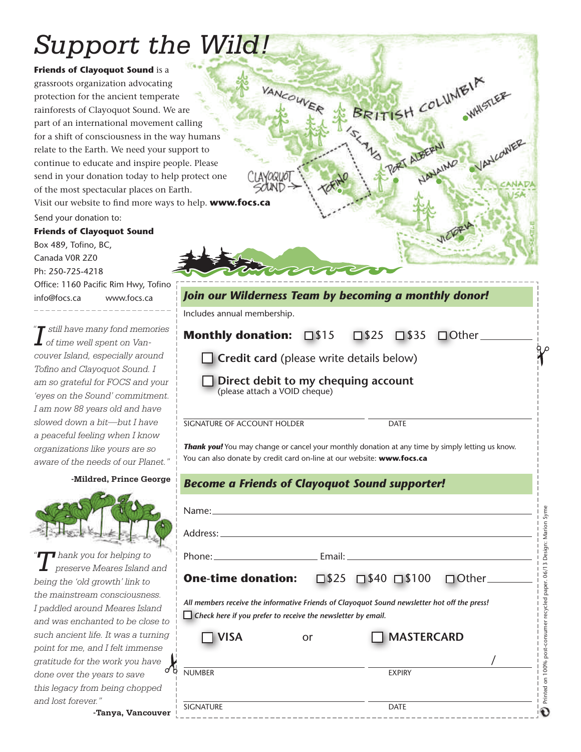# Support the Wild!

**Friends of Clayoquot Sound** is a grassroots organization advocating protection for the ancient temperate rainforests of Clayoquot Sound. We are part of an international movement calling for a shift of consciousness in the way humans relate to the Earth. We need your support to continue to educate and inspire people. Please send in your donation today to help protect one of the most spectacular places on Earth.

Visit our website to find more ways to help. **www.focs.ca**

Send your donation to:

**Friends of Clayoquot Sound**
Box 489, Tofino, BC,
Canada V0R 2Z0
Ph: 250-725-4218
Office: 1160 Pacific Rim Hwy, Tofino
info@focs.ca www.focs.ca

*"I still have many fond memories of time well spent on Vancouver Island, especially around Tofino and Clayoquot Sound. I am so grateful for FOCS and your 'eyes on the Sound' commitment. I am now 88 years old and have slowed down a bit—but I have a peaceful feeling when I know organizations like yours are so aware of the needs of our Planet."*

**-Mildred, Prince George**

*"Thank you for helping to preserve Meares Island and being the 'old growth' link to the mainstream consciousness. I paddled around Meares Island and was enchanted to be close to such ancient life. It was a turning point for me, and I felt immense gratitude for the work you have done over the years to save this legacy from being chopped and lost forever."*

**-Tanya, Vancouver**

VANCOUVER ISLAND
BRITISH COLUMBIA
WHISTLER
PORT ALBERNI
NANAIMO
VANCOUVER
CLAYOQUOT SOUND
TOFINO
VICTORIA
CANADA
USA
SEATTLE

## *Join our Wilderness Team by becoming a monthly donor!*

Includes annual membership.

**Monthly donation:** ☐ $15 ☐ $25 ☐ $35 ☐ Other ________

☐ **Credit card** (please write details below)

☐ **Direct debit to my chequing account**
(please attach a VOID cheque)

SIGNATURE OF ACCOUNT HOLDER ________ DATE ________

***Thank you!*** You may change or cancel your monthly donation at any time by simply letting us know. You can also donate by credit card on-line at our website: **www.focs.ca**

## *Become a Friends of Clayoquot Sound supporter!*

Name: ________

Address: ________

Phone: ________ Email: ________

**One-time donation:** ☐ $25 ☐ $40 ☐ $100 ☐ Other ________

***All members receive the informative Friends of Clayoquot Sound newsletter hot off the press!***
☐ ***Check here if you prefer to receive the newsletter by email.***

☐ **VISA** or ☐ **MASTERCARD**

NUMBER ________ EXPIRY ____ / ____

SIGNATURE ________ DATE ________

Printed on 100% post-consumer recycled paper. 06/13 Design: Marion Syme